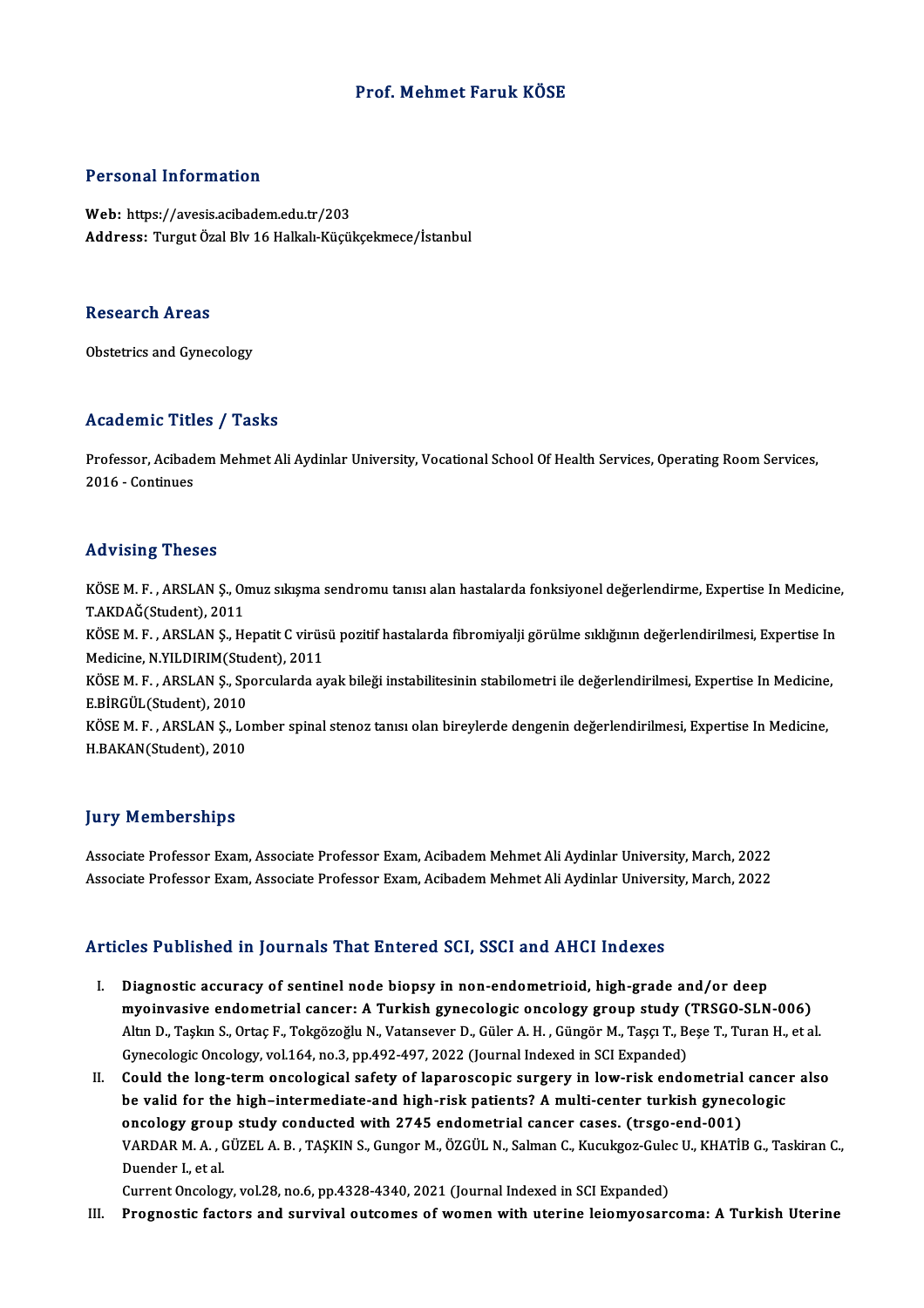# Prof. Mehmet Faruk KÖSE

## Personal Information

**Web:** https://avesis.acibadem.edu.tr/203
**Address:** Turgut Özal Blv 16 Halkalı-Küçükçekmece/İstanbul

## Research Areas

Obstetrics and Gynecology

## Academic Titles / Tasks

Professor, Acibadem Mehmet Ali Aydinlar University, Vocational School Of Health Services, Operating Room Services, 2016 - Continues

## Advising Theses

KÖSE M. F. , ARSLAN Ş., Omuz sıkışma sendromu tanısı alan hastalarda fonksiyonel değerlendirme, Expertise In Medicine, T.AKDAĞ(Student), 2011
KÖSE M. F. , ARSLAN Ş., Hepatit C virüsü pozitif hastalarda fibromiyalji görülme sıklığının değerlendirilmesi, Expertise In Medicine, N.YILDIRIM(Student), 2011
KÖSE M. F. , ARSLAN Ş., Sporcularda ayak bileği instabilitesinin stabilometri ile değerlendirilmesi, Expertise In Medicine, E.BİRGÜL(Student), 2010
KÖSE M. F. , ARSLAN Ş., Lomber spinal stenoz tanısı olan bireylerde dengenin değerlendirilmesi, Expertise In Medicine, H.BAKAN(Student), 2010

## Jury Memberships

Associate Professor Exam, Associate Professor Exam, Acibadem Mehmet Ali Aydinlar University, March, 2022
Associate Professor Exam, Associate Professor Exam, Acibadem Mehmet Ali Aydinlar University, March, 2022

## Articles Published in Journals That Entered SCI, SSCI and AHCI Indexes

I. **Diagnostic accuracy of sentinel node biopsy in non-endometrioid, high-grade and/or deep myoinvasive endometrial cancer: A Turkish gynecologic oncology group study (TRSGO-SLN-006)**
Altın D., Taşkın S., Ortaç F., Tokgözoğlu N., Vatansever D., Güler A. H. , Güngör M., Taşçı T., Beşe T., Turan H., et al.
Gynecologic Oncology, vol.164, no.3, pp.492-497, 2022 (Journal Indexed in SCI Expanded)

II. **Could the long-term oncological safety of laparoscopic surgery in low-risk endometrial cancer also be valid for the high–intermediate-and high-risk patients? A multi-center turkish gynecologic oncology group study conducted with 2745 endometrial cancer cases. (trsgo-end-001)**
VARDAR M. A. , GÜZEL A. B. , TAŞKIN S., Gungor M., ÖZGÜL N., Salman C., Kucukgoz-Gulec U., KHATİB G., Taskiran C., Duender I., et al.
Current Oncology, vol.28, no.6, pp.4328-4340, 2021 (Journal Indexed in SCI Expanded)

III. **Prognostic factors and survival outcomes of women with uterine leiomyosarcoma: A Turkish Uterine**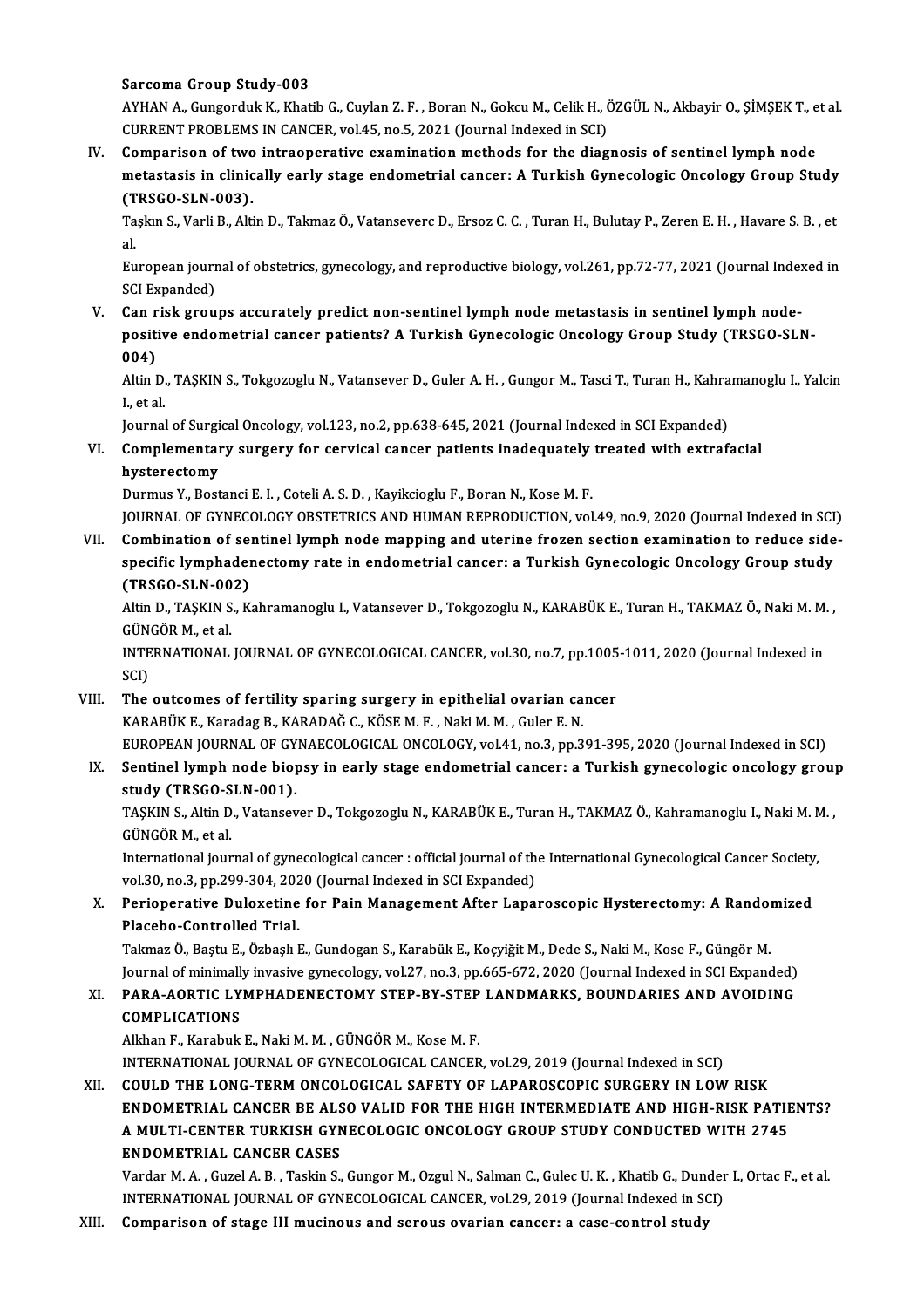Sarcoma Group Study-003

AYHAN A., Gungorduk K., Khatib G., Cuylan Z. F. , Boran N., Gokcu M., Celik H., ÖZGÜL N., Akbayir O., ŞİMŞEK T., et al.
CURRENT PROBLEMS IN CANCER, vol.45, no.5, 2021 (Journal Indexed in SCI)

IV. **Comparison of two intraoperative examination methods for the diagnosis of sentinel lymph node metastasis in clinically early stage endometrial cancer: A Turkish Gynecologic Oncology Group Study (TRSGO-SLN-003).**
Taşkın S., Varli B., Altin D., Takmaz Ö., Vatanseverc D., Ersoz C. C. , Turan H., Bulutay P., Zeren E. H. , Havare S. B. , et al.
European journal of obstetrics, gynecology, and reproductive biology, vol.261, pp.72-77, 2021 (Journal Indexed in SCI Expanded)

V. **Can risk groups accurately predict non-sentinel lymph node metastasis in sentinel lymph node-positive endometrial cancer patients? A Turkish Gynecologic Oncology Group Study (TRSGO-SLN-004)**
Altin D., TAŞKIN S., Tokgozoglu N., Vatansever D., Guler A. H. , Gungor M., Tasci T., Turan H., Kahramanoglu I., Yalcin I., et al.
Journal of Surgical Oncology, vol.123, no.2, pp.638-645, 2021 (Journal Indexed in SCI Expanded)

VI. **Complementary surgery for cervical cancer patients inadequately treated with extrafacial hysterectomy**
Durmus Y., Bostanci E. I. , Coteli A. S. D. , Kayikcioglu F., Boran N., Kose M. F.
JOURNAL OF GYNECOLOGY OBSTETRICS AND HUMAN REPRODUCTION, vol.49, no.9, 2020 (Journal Indexed in SCI)

VII. **Combination of sentinel lymph node mapping and uterine frozen section examination to reduce side-specific lymphadenectomy rate in endometrial cancer: a Turkish Gynecologic Oncology Group study (TRSGO-SLN-002)**
Altin D., TAŞKIN S., Kahramanoglu I., Vatansever D., Tokgozoglu N., KARABÜK E., Turan H., TAKMAZ Ö., Naki M. M. , GÜNGÖR M., et al.
INTERNATIONAL JOURNAL OF GYNECOLOGICAL CANCER, vol.30, no.7, pp.1005-1011, 2020 (Journal Indexed in SCI)

VIII. **The outcomes of fertility sparing surgery in epithelial ovarian cancer**
KARABÜK E., Karadag B., KARADAĞ C., KÖSE M. F. , Naki M. M. , Guler E. N.
EUROPEAN JOURNAL OF GYNAECOLOGICAL ONCOLOGY, vol.41, no.3, pp.391-395, 2020 (Journal Indexed in SCI)

IX. **Sentinel lymph node biopsy in early stage endometrial cancer: a Turkish gynecologic oncology group study (TRSGO-SLN-001).**
TAŞKIN S., Altin D., Vatansever D., Tokgozoglu N., KARABÜK E., Turan H., TAKMAZ Ö., Kahramanoglu I., Naki M. M. , GÜNGÖR M., et al.
International journal of gynecological cancer : official journal of the International Gynecological Cancer Society, vol.30, no.3, pp.299-304, 2020 (Journal Indexed in SCI Expanded)

X. **Perioperative Duloxetine for Pain Management After Laparoscopic Hysterectomy: A Randomized Placebo-Controlled Trial.**
Takmaz Ö., Baştu E., Özbaşlı E., Gundogan S., Karabük E., Koçyiğit M., Dede S., Naki M., Kose F., Güngör M.
Journal of minimally invasive gynecology, vol.27, no.3, pp.665-672, 2020 (Journal Indexed in SCI Expanded)

XI. **PARA-AORTIC LYMPHADENECTOMY STEP-BY-STEP LANDMARKS, BOUNDARIES AND AVOIDING COMPLICATIONS**
Alkhan F., Karabuk E., Naki M. M. , GÜNGÖR M., Kose M. F.
INTERNATIONAL JOURNAL OF GYNECOLOGICAL CANCER, vol.29, 2019 (Journal Indexed in SCI)

XII. **COULD THE LONG-TERM ONCOLOGICAL SAFETY OF LAPAROSCOPIC SURGERY IN LOW RISK ENDOMETRIAL CANCER BE ALSO VALID FOR THE HIGH INTERMEDIATE AND HIGH-RISK PATIENTS? A MULTI-CENTER TURKISH GYNECOLOGIC ONCOLOGY GROUP STUDY CONDUCTED WITH 2745 ENDOMETRIAL CANCER CASES**
Vardar M. A. , Guzel A. B. , Taskin S., Gungor M., Ozgul N., Salman C., Gulec U. K. , Khatib G., Dunder I., Ortac F., et al.
INTERNATIONAL JOURNAL OF GYNECOLOGICAL CANCER, vol.29, 2019 (Journal Indexed in SCI)

XIII. **Comparison of stage III mucinous and serous ovarian cancer: a case-control study**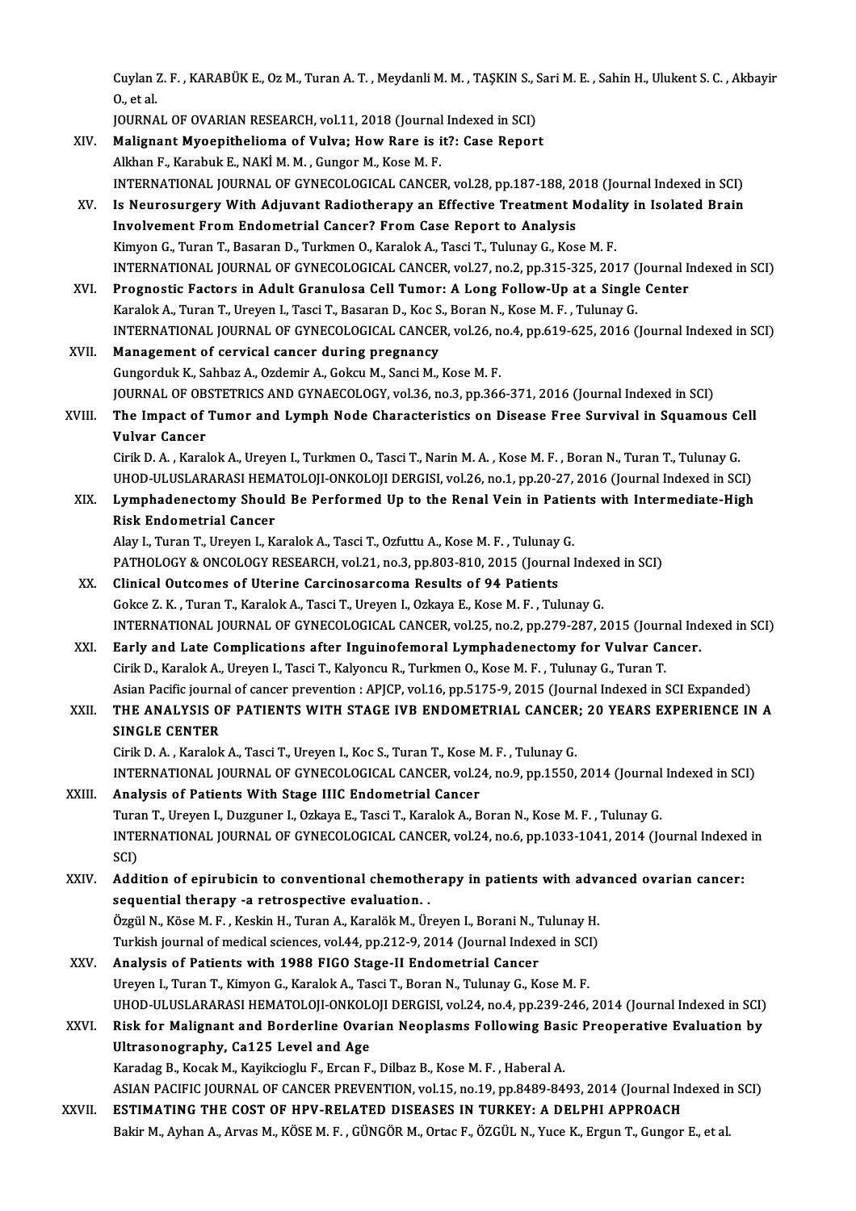Cuylan Z. F. , KARABÜK E., Oz M., Turan A. T. , Meydanli M. M. , TAŞKIN S., Sari M. E. , Sahin H., Ulukent S. C. , Akbayir O., et al.
JOURNAL OF OVARIAN RESEARCH, vol.11, 2018 (Journal Indexed in SCI)

XIV. **Malignant Myoepithelioma of Vulva; How Rare is it?: Case Report**
Alkhan F., Karabuk E., NAKİ M. M. , Gungor M., Kose M. F.
INTERNATIONAL JOURNAL OF GYNECOLOGICAL CANCER, vol.28, pp.187-188, 2018 (Journal Indexed in SCI)

XV. **Is Neurosurgery With Adjuvant Radiotherapy an Effective Treatment Modality in Isolated Brain Involvement From Endometrial Cancer? From Case Report to Analysis**
Kimyon G., Turan T., Basaran D., Turkmen O., Karalok A., Tasci T., Tulunay G., Kose M. F.
INTERNATIONAL JOURNAL OF GYNECOLOGICAL CANCER, vol.27, no.2, pp.315-325, 2017 (Journal Indexed in SCI)

XVI. **Prognostic Factors in Adult Granulosa Cell Tumor: A Long Follow-Up at a Single Center**
Karalok A., Turan T., Ureyen I., Tasci T., Basaran D., Koc S., Boran N., Kose M. F. , Tulunay G.
INTERNATIONAL JOURNAL OF GYNECOLOGICAL CANCER, vol.26, no.4, pp.619-625, 2016 (Journal Indexed in SCI)

XVII. **Management of cervical cancer during pregnancy**
Gungorduk K., Sahbaz A., Ozdemir A., Gokcu M., Sanci M., Kose M. F.
JOURNAL OF OBSTETRICS AND GYNAECOLOGY, vol.36, no.3, pp.366-371, 2016 (Journal Indexed in SCI)

XVIII. **The Impact of Tumor and Lymph Node Characteristics on Disease Free Survival in Squamous Cell Vulvar Cancer**
Cirik D. A. , Karalok A., Ureyen I., Turkmen O., Tasci T., Narin M. A. , Kose M. F. , Boran N., Turan T., Tulunay G.
UHOD-ULUSLARARASI HEMATOLOJI-ONKOLOJI DERGISI, vol.26, no.1, pp.20-27, 2016 (Journal Indexed in SCI)

XIX. **Lymphadenectomy Should Be Performed Up to the Renal Vein in Patients with Intermediate-High Risk Endometrial Cancer**
Alay I., Turan T., Ureyen I., Karalok A., Tasci T., Ozfuttu A., Kose M. F. , Tulunay G.
PATHOLOGY & ONCOLOGY RESEARCH, vol.21, no.3, pp.803-810, 2015 (Journal Indexed in SCI)

XX. **Clinical Outcomes of Uterine Carcinosarcoma Results of 94 Patients**
Gokce Z. K. , Turan T., Karalok A., Tasci T., Ureyen I., Ozkaya E., Kose M. F. , Tulunay G.
INTERNATIONAL JOURNAL OF GYNECOLOGICAL CANCER, vol.25, no.2, pp.279-287, 2015 (Journal Indexed in SCI)

XXI. **Early and Late Complications after Inguinofemoral Lymphadenectomy for Vulvar Cancer.**
Cirik D., Karalok A., Ureyen I., Tasci T., Kalyoncu R., Turkmen O., Kose M. F. , Tulunay G., Turan T.
Asian Pacific journal of cancer prevention : APJCP, vol.16, pp.5175-9, 2015 (Journal Indexed in SCI Expanded)

XXII. **THE ANALYSIS OF PATIENTS WITH STAGE IVB ENDOMETRIAL CANCER; 20 YEARS EXPERIENCE IN A SINGLE CENTER**
Cirik D. A. , Karalok A., Tasci T., Ureyen I., Koc S., Turan T., Kose M. F. , Tulunay G.
INTERNATIONAL JOURNAL OF GYNECOLOGICAL CANCER, vol.24, no.9, pp.1550, 2014 (Journal Indexed in SCI)

XXIII. **Analysis of Patients With Stage IIIC Endometrial Cancer**
Turan T., Ureyen I., Duzguner I., Ozkaya E., Tasci T., Karalok A., Boran N., Kose M. F. , Tulunay G.
INTERNATIONAL JOURNAL OF GYNECOLOGICAL CANCER, vol.24, no.6, pp.1033-1041, 2014 (Journal Indexed in SCI)

XXIV. **Addition of epirubicin to conventional chemotherapy in patients with advanced ovarian cancer: sequential therapy -a retrospective evaluation. .**
Özgül N., Köse M. F. , Keskin H., Turan A., Karalök M., Üreyen I., Borani N., Tulunay H.
Turkish journal of medical sciences, vol.44, pp.212-9, 2014 (Journal Indexed in SCI)

XXV. **Analysis of Patients with 1988 FIGO Stage-II Endometrial Cancer**
Ureyen I., Turan T., Kimyon G., Karalok A., Tasci T., Boran N., Tulunay G., Kose M. F.
UHOD-ULUSLARARASI HEMATOLOJI-ONKOLOJI DERGISI, vol.24, no.4, pp.239-246, 2014 (Journal Indexed in SCI)

XXVI. **Risk for Malignant and Borderline Ovarian Neoplasms Following Basic Preoperative Evaluation by Ultrasonography, Ca125 Level and Age**
Karadag B., Kocak M., Kayikcioglu F., Ercan F., Dilbaz B., Kose M. F. , Haberal A.
ASIAN PACIFIC JOURNAL OF CANCER PREVENTION, vol.15, no.19, pp.8489-8493, 2014 (Journal Indexed in SCI)

XXVII. **ESTIMATING THE COST OF HPV-RELATED DISEASES IN TURKEY: A DELPHI APPROACH**
Bakir M., Ayhan A., Arvas M., KÖSE M. F. , GÜNGÖR M., Ortac F., ÖZGÜL N., Yuce K., Ergun T., Gungor E., et al.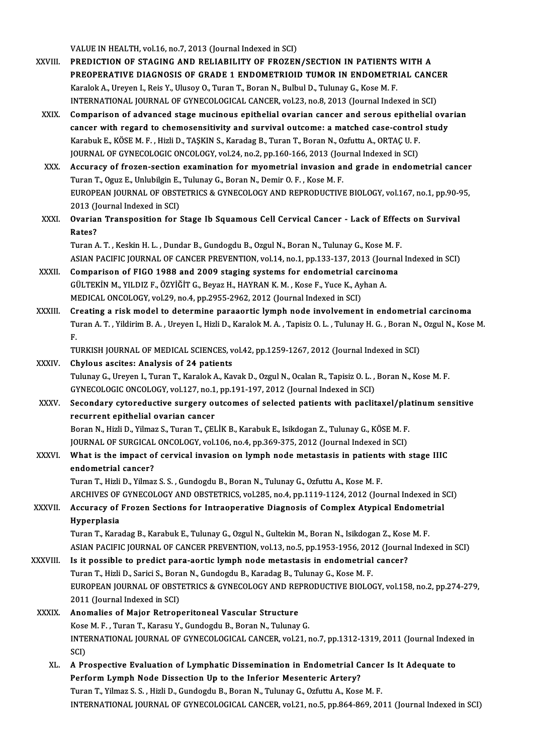VALUE IN HEALTH, vol.16, no.7, 2013 (Journal Indexed in SCI)

XXVIII. **PREDICTION OF STAGING AND RELIABILITY OF FROZEN/SECTION IN PATIENTS WITH A PREOPERATIVE DIAGNOSIS OF GRADE 1 ENDOMETRIOID TUMOR IN ENDOMETRIAL CANCER**
Karalok A., Ureyen I., Reis Y., Ulusoy O., Turan T., Boran N., Bulbul D., Tulunay G., Kose M. F.
INTERNATIONAL JOURNAL OF GYNECOLOGICAL CANCER, vol.23, no.8, 2013 (Journal Indexed in SCI)

XXIX. **Comparison of advanced stage mucinous epithelial ovarian cancer and serous epithelial ovarian cancer with regard to chemosensitivity and survival outcome: a matched case-control study**
Karabuk E., KÖSE M. F. , Hizli D., TAŞKIN S., Karadag B., Turan T., Boran N., Ozfuttu A., ORTAÇ U. F.
JOURNAL OF GYNECOLOGIC ONCOLOGY, vol.24, no.2, pp.160-166, 2013 (Journal Indexed in SCI)

XXX. **Accuracy of frozen-section examination for myometrial invasion and grade in endometrial cancer**
Turan T., Oguz E., Unlubilgin E., Tulunay G., Boran N., Demir O. F. , Kose M. F.
EUROPEAN JOURNAL OF OBSTETRICS & GYNECOLOGY AND REPRODUCTIVE BIOLOGY, vol.167, no.1, pp.90-95, 2013 (Journal Indexed in SCI)

XXXI. **Ovarian Transposition for Stage Ib Squamous Cell Cervical Cancer - Lack of Effects on Survival Rates?**
Turan A. T. , Keskin H. L. , Dundar B., Gundogdu B., Ozgul N., Boran N., Tulunay G., Kose M. F.
ASIAN PACIFIC JOURNAL OF CANCER PREVENTION, vol.14, no.1, pp.133-137, 2013 (Journal Indexed in SCI)

XXXII. **Comparison of FIGO 1988 and 2009 staging systems for endometrial carcinoma**
GÜLTEKİN M., YILDIZ F., ÖZYİĞİT G., Beyaz H., HAYRAN K. M. , Kose F., Yuce K., Ayhan A.
MEDICAL ONCOLOGY, vol.29, no.4, pp.2955-2962, 2012 (Journal Indexed in SCI)

XXXIII. **Creating a risk model to determine paraaortic lymph node involvement in endometrial carcinoma**
Turan A. T. , Yildirim B. A. , Ureyen I., Hizli D., Karalok M. A. , Tapisiz O. L. , Tulunay H. G. , Boran N., Ozgul N., Kose M. F.
TURKISH JOURNAL OF MEDICAL SCIENCES, vol.42, pp.1259-1267, 2012 (Journal Indexed in SCI)

XXXIV. **Chylous ascites: Analysis of 24 patients**
Tulunay G., Ureyen I., Turan T., Karalok A., Kavak D., Ozgul N., Ocalan R., Tapisiz O. L. , Boran N., Kose M. F.
GYNECOLOGIC ONCOLOGY, vol.127, no.1, pp.191-197, 2012 (Journal Indexed in SCI)

XXXV. **Secondary cytoreductive surgery outcomes of selected patients with paclitaxel/platinum sensitive recurrent epithelial ovarian cancer**
Boran N., Hizli D., Yilmaz S., Turan T., ÇELİK B., Karabuk E., Isikdogan Z., Tulunay G., KÖSE M. F.
JOURNAL OF SURGICAL ONCOLOGY, vol.106, no.4, pp.369-375, 2012 (Journal Indexed in SCI)

XXXVI. **What is the impact of cervical invasion on lymph node metastasis in patients with stage IIIC endometrial cancer?**
Turan T., Hizli D., Yilmaz S. S. , Gundogdu B., Boran N., Tulunay G., Ozfuttu A., Kose M. F.
ARCHIVES OF GYNECOLOGY AND OBSTETRICS, vol.285, no.4, pp.1119-1124, 2012 (Journal Indexed in SCI)

XXXVII. **Accuracy of Frozen Sections for Intraoperative Diagnosis of Complex Atypical Endometrial Hyperplasia**
Turan T., Karadag B., Karabuk E., Tulunay G., Ozgul N., Gultekin M., Boran N., Isikdogan Z., Kose M. F.
ASIAN PACIFIC JOURNAL OF CANCER PREVENTION, vol.13, no.5, pp.1953-1956, 2012 (Journal Indexed in SCI)

XXXVIII. **Is it possible to predict para-aortic lymph node metastasis in endometrial cancer?**
Turan T., Hizli D., Sarici S., Boran N., Gundogdu B., Karadag B., Tulunay G., Kose M. F.
EUROPEAN JOURNAL OF OBSTETRICS & GYNECOLOGY AND REPRODUCTIVE BIOLOGY, vol.158, no.2, pp.274-279, 2011 (Journal Indexed in SCI)

XXXIX. **Anomalies of Major Retroperitoneal Vascular Structure**
Kose M. F. , Turan T., Karasu Y., Gundogdu B., Boran N., Tulunay G.
INTERNATIONAL JOURNAL OF GYNECOLOGICAL CANCER, vol.21, no.7, pp.1312-1319, 2011 (Journal Indexed in SCI)

XL. **A Prospective Evaluation of Lymphatic Dissemination in Endometrial Cancer Is It Adequate to Perform Lymph Node Dissection Up to the Inferior Mesenteric Artery?**
Turan T., Yilmaz S. S. , Hizli D., Gundogdu B., Boran N., Tulunay G., Ozfuttu A., Kose M. F.
INTERNATIONAL JOURNAL OF GYNECOLOGICAL CANCER, vol.21, no.5, pp.864-869, 2011 (Journal Indexed in SCI)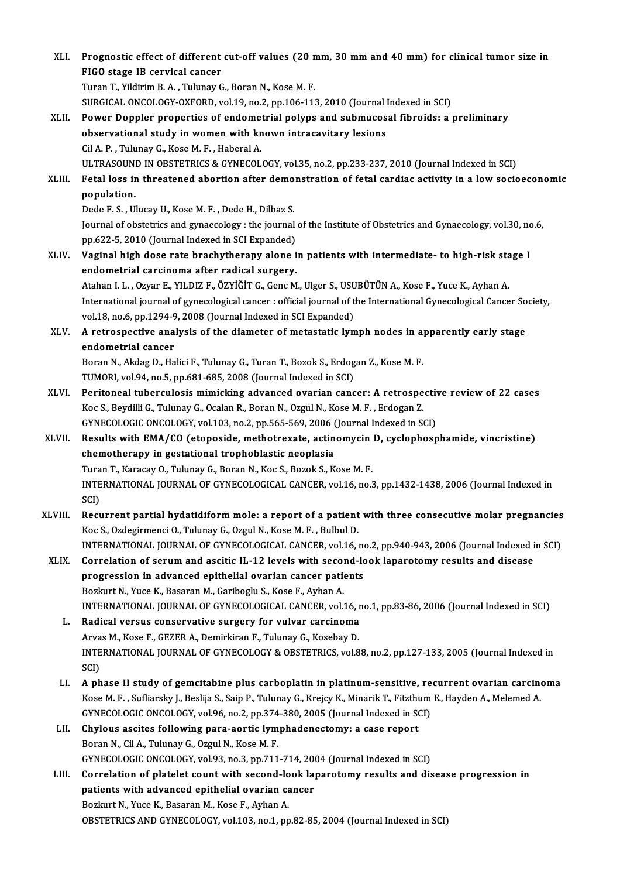XLI. **Prognostic effect of different cut-off values (20 mm, 30 mm and 40 mm) for clinical tumor size in FIGO stage IB cervical cancer**
Turan T., Yildirim B. A. , Tulunay G., Boran N., Kose M. F.
SURGICAL ONCOLOGY-OXFORD, vol.19, no.2, pp.106-113, 2010 (Journal Indexed in SCI)

XLII. **Power Doppler properties of endometrial polyps and submucosal fibroids: a preliminary observational study in women with known intracavitary lesions**
Cil A. P. , Tulunay G., Kose M. F. , Haberal A.
ULTRASOUND IN OBSTETRICS & GYNECOLOGY, vol.35, no.2, pp.233-237, 2010 (Journal Indexed in SCI)

XLIII. **Fetal loss in threatened abortion after demonstration of fetal cardiac activity in a low socioeconomic population.**
Dede F. S. , Ulucay U., Kose M. F. , Dede H., Dilbaz S.
Journal of obstetrics and gynaecology : the journal of the Institute of Obstetrics and Gynaecology, vol.30, no.6, pp.622-5, 2010 (Journal Indexed in SCI Expanded)

XLIV. **Vaginal high dose rate brachytherapy alone in patients with intermediate- to high-risk stage I endometrial carcinoma after radical surgery.**
Atahan I. L. , Ozyar E., YILDIZ F., ÖZYİĞİT G., Genc M., Ulger S., USUBÜTÜN A., Kose F., Yuce K., Ayhan A.
International journal of gynecological cancer : official journal of the International Gynecological Cancer Society, vol.18, no.6, pp.1294-9, 2008 (Journal Indexed in SCI Expanded)

XLV. **A retrospective analysis of the diameter of metastatic lymph nodes in apparently early stage endometrial cancer**
Boran N., Akdag D., Halici F., Tulunay G., Turan T., Bozok S., Erdogan Z., Kose M. F.
TUMORI, vol.94, no.5, pp.681-685, 2008 (Journal Indexed in SCI)

XLVI. **Peritoneal tuberculosis mimicking advanced ovarian cancer: A retrospective review of 22 cases**
Koc S., Beydilli G., Tulunay G., Ocalan R., Boran N., Ozgul N., Kose M. F. , Erdogan Z.
GYNECOLOGIC ONCOLOGY, vol.103, no.2, pp.565-569, 2006 (Journal Indexed in SCI)

XLVII. **Results with EMA/CO (etoposide, methotrexate, actinomycin D, cyclophosphamide, vincristine) chemotherapy in gestational trophoblastic neoplasia**
Turan T., Karacay O., Tulunay G., Boran N., Koc S., Bozok S., Kose M. F.
INTERNATIONAL JOURNAL OF GYNECOLOGICAL CANCER, vol.16, no.3, pp.1432-1438, 2006 (Journal Indexed in SCI)

XLVIII. **Recurrent partial hydatidiform mole: a report of a patient with three consecutive molar pregnancies**
Koc S., Ozdegirmenci O., Tulunay G., Ozgul N., Kose M. F. , Bulbul D.
INTERNATIONAL JOURNAL OF GYNECOLOGICAL CANCER, vol.16, no.2, pp.940-943, 2006 (Journal Indexed in SCI)

XLIX. **Correlation of serum and ascitic IL-12 levels with second-look laparotomy results and disease progression in advanced epithelial ovarian cancer patients**
Bozkurt N., Yuce K., Basaran M., Gariboglu S., Kose F., Ayhan A.
INTERNATIONAL JOURNAL OF GYNECOLOGICAL CANCER, vol.16, no.1, pp.83-86, 2006 (Journal Indexed in SCI)

L. **Radical versus conservative surgery for vulvar carcinoma**
Arvas M., Kose F., GEZER A., Demirkiran F., Tulunay G., Kosebay D.
INTERNATIONAL JOURNAL OF GYNECOLOGY & OBSTETRICS, vol.88, no.2, pp.127-133, 2005 (Journal Indexed in SCI)

LI. **A phase II study of gemcitabine plus carboplatin in platinum-sensitive, recurrent ovarian carcinoma**
Kose M. F. , Sufliarsky J., Beslija S., Saip P., Tulunay G., Krejcy K., Minarik T., Fitzthum E., Hayden A., Melemed A.
GYNECOLOGIC ONCOLOGY, vol.96, no.2, pp.374-380, 2005 (Journal Indexed in SCI)

LII. **Chylous ascites following para-aortic lymphadenectomy: a case report**
Boran N., Cil A., Tulunay G., Ozgul N., Kose M. F.
GYNECOLOGIC ONCOLOGY, vol.93, no.3, pp.711-714, 2004 (Journal Indexed in SCI)

LIII. **Correlation of platelet count with second-look laparotomy results and disease progression in patients with advanced epithelial ovarian cancer**
Bozkurt N., Yuce K., Basaran M., Kose F., Ayhan A.
OBSTETRICS AND GYNECOLOGY, vol.103, no.1, pp.82-85, 2004 (Journal Indexed in SCI)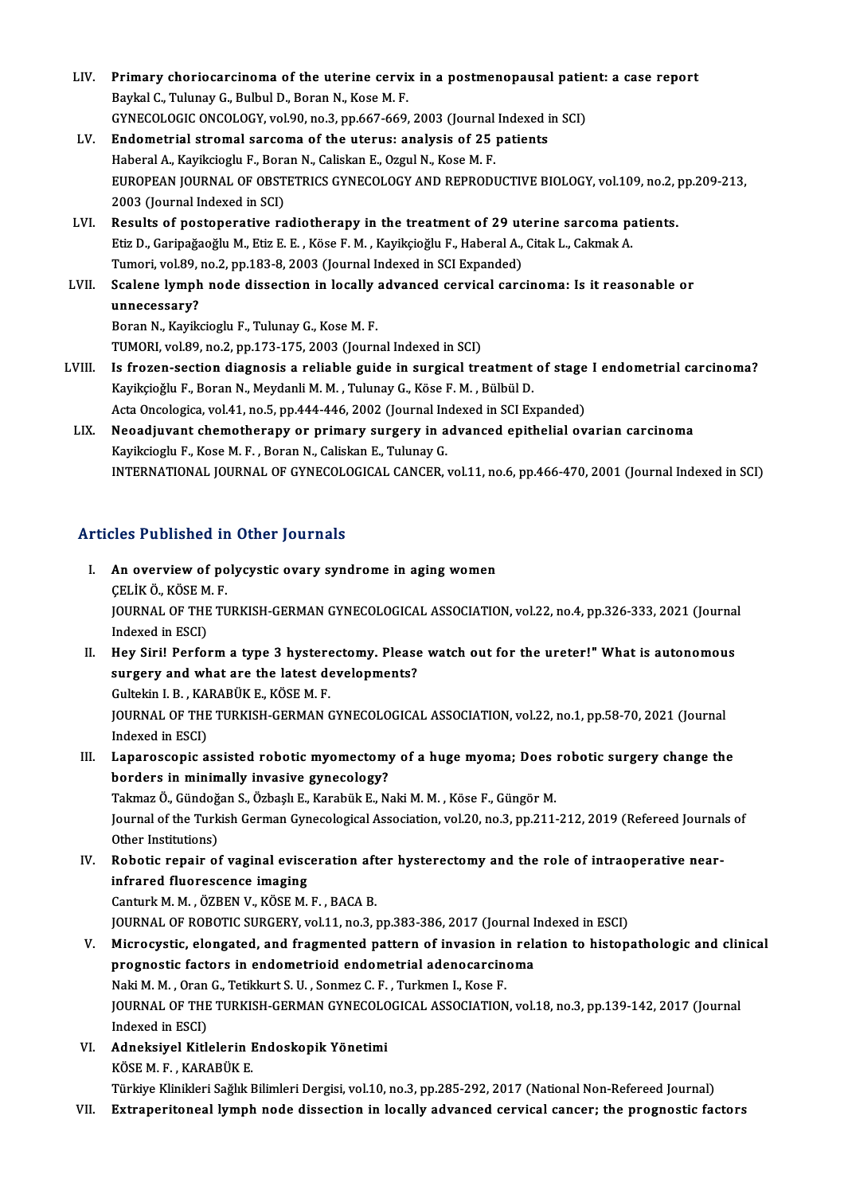LIV. **Primary choriocarcinoma of the uterine cervix in a postmenopausal patient: a case report**
Baykal C., Tulunay G., Bulbul D., Boran N., Kose M. F.
GYNECOLOGIC ONCOLOGY, vol.90, no.3, pp.667-669, 2003 (Journal Indexed in SCI)

LV. **Endometrial stromal sarcoma of the uterus: analysis of 25 patients**
Haberal A., Kayikcioglu F., Boran N., Caliskan E., Ozgul N., Kose M. F.
EUROPEAN JOURNAL OF OBSTETRICS GYNECOLOGY AND REPRODUCTIVE BIOLOGY, vol.109, no.2, pp.209-213, 2003 (Journal Indexed in SCI)

LVI. **Results of postoperative radiotherapy in the treatment of 29 uterine sarcoma patients.**
Etiz D., Garipağaoğlu M., Etiz E. E. , Köse F. M. , Kayikçioğlu F., Haberal A., Citak L., Cakmak A.
Tumori, vol.89, no.2, pp.183-8, 2003 (Journal Indexed in SCI Expanded)

LVII. **Scalene lymph node dissection in locally advanced cervical carcinoma: Is it reasonable or unnecessary?**
Boran N., Kayikcioglu F., Tulunay G., Kose M. F.
TUMORI, vol.89, no.2, pp.173-175, 2003 (Journal Indexed in SCI)

LVIII. **Is frozen-section diagnosis a reliable guide in surgical treatment of stage I endometrial carcinoma?**
Kayikçioğlu F., Boran N., Meydanli M. M. , Tulunay G., Köse F. M. , Bülbül D.
Acta Oncologica, vol.41, no.5, pp.444-446, 2002 (Journal Indexed in SCI Expanded)

LIX. **Neoadjuvant chemotherapy or primary surgery in advanced epithelial ovarian carcinoma**
Kayikcioglu F., Kose M. F. , Boran N., Caliskan E., Tulunay G.
INTERNATIONAL JOURNAL OF GYNECOLOGICAL CANCER, vol.11, no.6, pp.466-470, 2001 (Journal Indexed in SCI)

## Articles Published in Other Journals

I. **An overview of polycystic ovary syndrome in aging women**
ÇELİK Ö., KÖSE M. F.
JOURNAL OF THE TURKISH-GERMAN GYNECOLOGICAL ASSOCIATION, vol.22, no.4, pp.326-333, 2021 (Journal Indexed in ESCI)

II. **Hey Siri! Perform a type 3 hysterectomy. Please watch out for the ureter!" What is autonomous surgery and what are the latest developments?**
Gultekin I. B. , KARABÜK E., KÖSE M. F.
JOURNAL OF THE TURKISH-GERMAN GYNECOLOGICAL ASSOCIATION, vol.22, no.1, pp.58-70, 2021 (Journal Indexed in ESCI)

III. **Laparoscopic assisted robotic myomectomy of a huge myoma; Does robotic surgery change the borders in minimally invasive gynecology?**
Takmaz Ö., Gündoğan S., Özbaşlı E., Karabük E., Naki M. M. , Köse F., Güngör M.
Journal of the Turkish German Gynecological Association, vol.20, no.3, pp.211-212, 2019 (Refereed Journals of Other Institutions)

IV. **Robotic repair of vaginal evisceration after hysterectomy and the role of intraoperative near-infrared fluorescence imaging**
Canturk M. M. , ÖZBEN V., KÖSE M. F. , BACA B.
JOURNAL OF ROBOTIC SURGERY, vol.11, no.3, pp.383-386, 2017 (Journal Indexed in ESCI)

V. **Microcystic, elongated, and fragmented pattern of invasion in relation to histopathologic and clinical prognostic factors in endometrioid endometrial adenocarcinoma**
Naki M. M. , Oran G., Tetikkurt S. U. , Sonmez C. F. , Turkmen I., Kose F.
JOURNAL OF THE TURKISH-GERMAN GYNECOLOGICAL ASSOCIATION, vol.18, no.3, pp.139-142, 2017 (Journal Indexed in ESCI)

VI. **Adneksiyel Kitlelerin Endoskopik Yönetimi**
KÖSE M. F. , KARABÜK E.
Türkiye Klinikleri Sağlık Bilimleri Dergisi, vol.10, no.3, pp.285-292, 2017 (National Non-Refereed Journal)

VII. **Extraperitoneal lymph node dissection in locally advanced cervical cancer; the prognostic factors**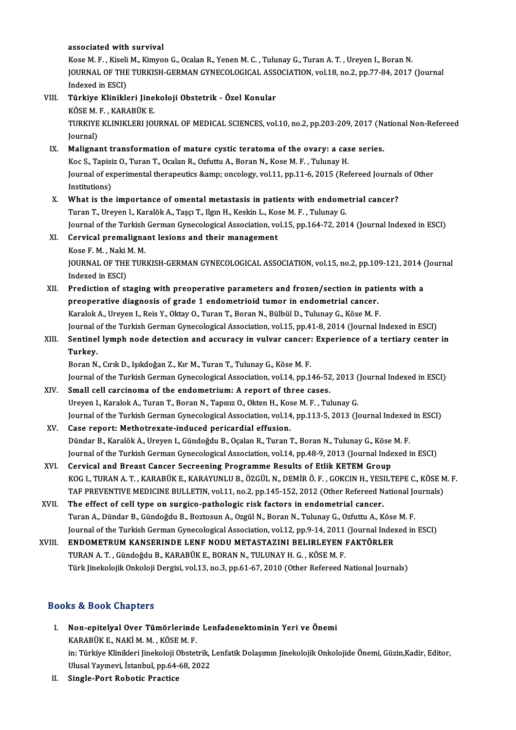associated with survival
Kose M. F. , Kiseli M., Kimyon G., Ocalan R., Yenen M. C. , Tulunay G., Turan A. T. , Ureyen I., Boran N.
JOURNAL OF THE TURKISH-GERMAN GYNECOLOGICAL ASSOCIATION, vol.18, no.2, pp.77-84, 2017 (Journal Indexed in ESCI)

VIII. **Türkiye Klinikleri Jinekoloji Obstetrik - Özel Konular**
KÖSE M. F. , KARABÜK E.
TURKIYE KLINIKLERI JOURNAL OF MEDICAL SCIENCES, vol.10, no.2, pp.203-209, 2017 (National Non-Refereed Journal)

IX. **Malignant transformation of mature cystic teratoma of the ovary: a case series.**
Koc S., Tapisiz O., Turan T., Ocalan R., Ozfuttu A., Boran N., Kose M. F. , Tulunay H.
Journal of experimental therapeutics &amp; oncology, vol.11, pp.11-6, 2015 (Refereed Journals of Other Institutions)

X. **What is the importance of omental metastasis in patients with endometrial cancer?**
Turan T., Ureyen I., Karalök A., Taşçı T., Ilgın H., Keskin L., Kose M. F. , Tulunay G.
Journal of the Turkish German Gynecological Association, vol.15, pp.164-72, 2014 (Journal Indexed in ESCI)

XI. **Cervical premalignant lesions and their management**
Kose F. M. , Naki M. M.
JOURNAL OF THE TURKISH-GERMAN GYNECOLOGICAL ASSOCIATION, vol.15, no.2, pp.109-121, 2014 (Journal Indexed in ESCI)

XII. **Prediction of staging with preoperative parameters and frozen/section in patients with a preoperative diagnosis of grade 1 endometrioid tumor in endometrial cancer.**
Karalok A., Ureyen I., Reis Y., Oktay O., Turan T., Boran N., Bülbül D., Tulunay G., Köse M. F.
Journal of the Turkish German Gynecological Association, vol.15, pp.41-8, 2014 (Journal Indexed in ESCI)

XIII. **Sentinel lymph node detection and accuracy in vulvar cancer: Experience of a tertiary center in Turkey.**
Boran N., Cırık D., Işıkdoğan Z., Kır M., Turan T., Tulunay G., Köse M. F.
Journal of the Turkish German Gynecological Association, vol.14, pp.146-52, 2013 (Journal Indexed in ESCI)

XIV. **Small cell carcinoma of the endometrium: A report of three cases.**
Ureyen I., Karalok A., Turan T., Boran N., Tapısız O., Okten H., Kose M. F. , Tulunay G.
Journal of the Turkish German Gynecological Association, vol.14, pp.113-5, 2013 (Journal Indexed in ESCI)

XV. **Case report: Methotrexate-induced pericardial effusion.**
Dündar B., Karalök A., Ureyen I., Gündoğdu B., Oçalan R., Turan T., Boran N., Tulunay G., Köse M. F.
Journal of the Turkish German Gynecological Association, vol.14, pp.48-9, 2013 (Journal Indexed in ESCI)

XVI. **Cervical and Breast Cancer Secreening Programme Results of Etlik KETEM Group**
KOG I., TURAN A. T. , KARABÜK E., KARAYUNLU B., ÖZGÜL N., DEMİR Ö. F. , GOKCIN H., YESILTEPE C., KÖSE M. F.
TAF PREVENTIVE MEDICINE BULLETIN, vol.11, no.2, pp.145-152, 2012 (Other Refereed National Journals)

XVII. **The effect of cell type on surgico-pathologic risk factors in endometrial cancer.**
Turan A., Dündar B., Gündoğdu B., Boztosun A., Ozgül N., Boran N., Tulunay G., Ozfuttu A., Köse M. F.
Journal of the Turkish German Gynecological Association, vol.12, pp.9-14, 2011 (Journal Indexed in ESCI)

XVIII. **ENDOMETRUM KANSERINDE LENF NODU METASTAZINI BELIRLEYEN FAKTÖRLER**
TURAN A. T. , Gündoğdu B., KARABÜK E., BORAN N., TULUNAY H. G. , KÖSE M. F.
Türk Jinekolojik Onkoloji Dergisi, vol.13, no.3, pp.61-67, 2010 (Other Refereed National Journals)

## Books & Book Chapters

I. **Non-epitelyal Over Tümörlerinde Lenfadenektominin Yeri ve Önemi**
KARABÜK E., NAKİ M. M. , KÖSE M. F.
in: Türkiye Klinikleri Jinekoloji Obstetrik, Lenfatik Dolaşımın Jinekolojik Onkolojide Önemi, Güzin,Kadir, Editor, Ulusal Yayınevi, İstanbul, pp.64-68, 2022

II. **Single-Port Robotic Practice**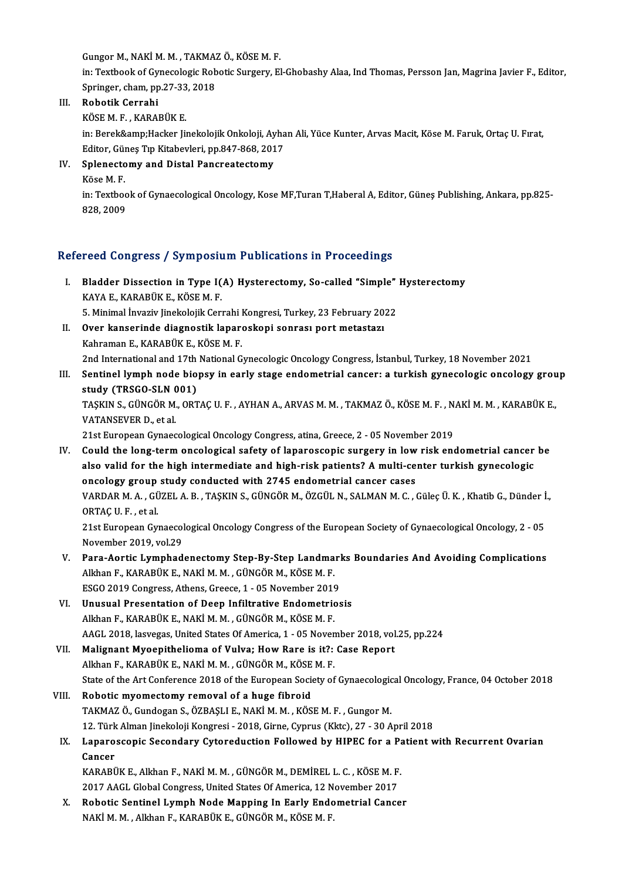Gungor M., NAKİ M. M. , TAKMAZ Ö., KÖSE M. F.
in: Textbook of Gynecologic Robotic Surgery, El-Ghobashy Alaa, Ind Thomas, Persson Jan, Magrina Javier F., Editor, Springer, cham, pp.27-33, 2018

III. **Robotik Cerrahi**
KÖSE M. F. , KARABÜK E.
in: Berek&amp;Hacker Jinekolojik Onkoloji, Ayhan Ali, Yüce Kunter, Arvas Macit, Köse M. Faruk, Ortaç U. Fırat, Editor, Güneş Tıp Kitabevleri, pp.847-868, 2017

IV. **Splenectomy and Distal Pancreatectomy**
Köse M. F.
in: Textbook of Gynaecological Oncology, Kose MF,Turan T,Haberal A, Editor, Güneş Publishing, Ankara, pp.825-828, 2009

## Refereed Congress / Symposium Publications in Proceedings

I. **Bladder Dissection in Type I(A) Hysterectomy, So-called "Simple" Hysterectomy**
KAYA E., KARABÜK E., KÖSE M. F.
5. Minimal İnvaziv Jinekolojik Cerrahi Kongresi, Turkey, 23 February 2022

II. **Over kanserinde diagnostik laparoskopi sonrası port metastazı**
Kahraman E., KARABÜK E., KÖSE M. F.
2nd International and 17th National Gynecologic Oncology Congress, İstanbul, Turkey, 18 November 2021

III. **Sentinel lymph node biopsy in early stage endometrial cancer: a turkish gynecologic oncology group study (TRSGO-SLN 001)**
TAŞKIN S., GÜNGÖR M., ORTAÇ U. F. , AYHAN A., ARVAS M. M. , TAKMAZ Ö., KÖSE M. F. , NAKİ M. M. , KARABÜK E., VATANSEVER D., et al.
21st European Gynaecological Oncology Congress, atina, Greece, 2 - 05 November 2019

IV. **Could the long-term oncological safety of laparoscopic surgery in low risk endometrial cancer be also valid for the high intermediate and high-risk patients? A multi-center turkish gynecologic oncology group study conducted with 2745 endometrial cancer cases**
VARDAR M. A. , GÜZEL A. B. , TAŞKIN S., GÜNGÖR M., ÖZGÜL N., SALMAN M. C. , Güleç Ü. K. , Khatib G., Dünder İ., ORTAÇ U. F. , et al.
21st European Gynaecological Oncology Congress of the European Society of Gynaecological Oncology, 2 - 05 November 2019, vol.29

V. **Para-Aortic Lymphadenectomy Step-By-Step Landmarks Boundaries And Avoiding Complications**
Alkhan F., KARABÜK E., NAKİ M. M. , GÜNGÖR M., KÖSE M. F.
ESGO 2019 Congress, Athens, Greece, 1 - 05 November 2019

VI. **Unusual Presentation of Deep Infiltrative Endometriosis**
Alkhan F., KARABÜK E., NAKİ M. M. , GÜNGÖR M., KÖSE M. F.
AAGL 2018, lasvegas, United States Of America, 1 - 05 November 2018, vol.25, pp.224

VII. **Malignant Myoepithelioma of Vulva; How Rare is it?: Case Report**
Alkhan F., KARABÜK E., NAKİ M. M. , GÜNGÖR M., KÖSE M. F.
State of the Art Conference 2018 of the European Society of Gynaecological Oncology, France, 04 October 2018

VIII. **Robotic myomectomy removal of a huge fibroid**
TAKMAZ Ö., Gundogan S., ÖZBAŞLI E., NAKİ M. M. , KÖSE M. F. , Gungor M.
12. Türk Alman Jinekoloji Kongresi - 2018, Girne, Cyprus (Kktc), 27 - 30 April 2018

IX. **Laparoscopic Secondary Cytoreduction Followed by HIPEC for a Patient with Recurrent Ovarian Cancer**
KARABÜK E., Alkhan F., NAKİ M. M. , GÜNGÖR M., DEMİREL L. C. , KÖSE M. F.
2017 AAGL Global Congress, United States Of America, 12 November 2017

X. **Robotic Sentinel Lymph Node Mapping In Early Endometrial Cancer**
NAKİ M. M. , Alkhan F., KARABÜK E., GÜNGÖR M., KÖSE M. F.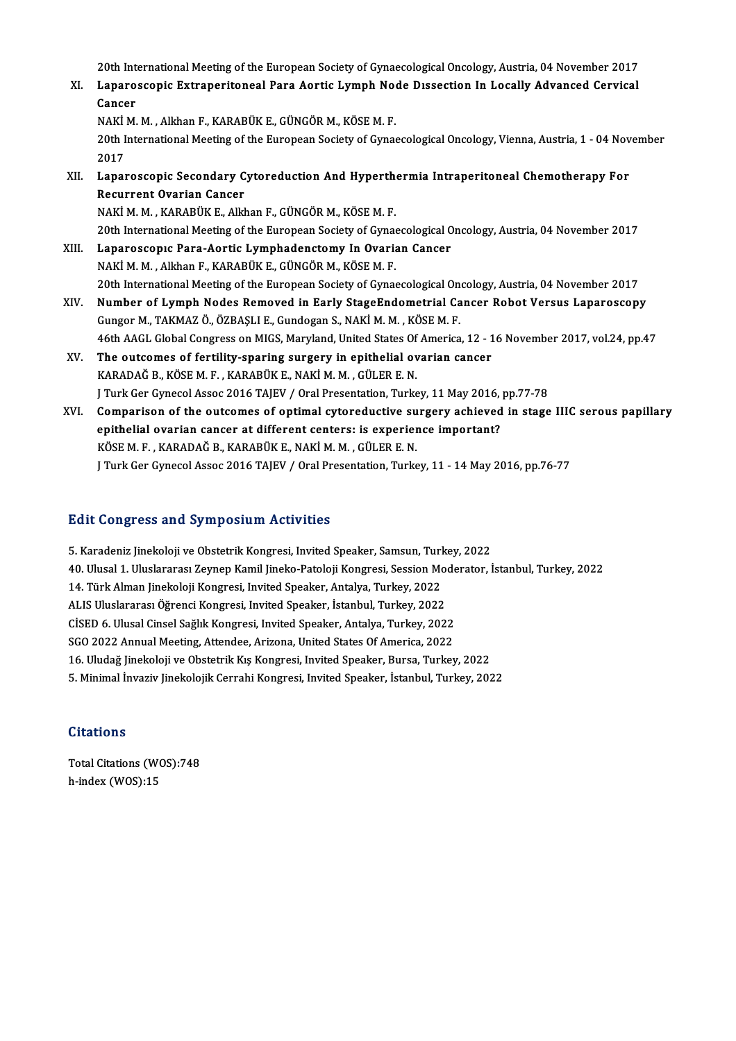20th International Meeting of the European Society of Gynaecological Oncology, Austria, 04 November 2017

XI. **Laparoscopic Extraperitoneal Para Aortic Lymph Node Dıssection In Locally Advanced Cervical Cancer**
NAKİ M. M. , Alkhan F., KARABÜK E., GÜNGÖR M., KÖSE M. F.
20th International Meeting of the European Society of Gynaecological Oncology, Vienna, Austria, 1 - 04 November 2017

XII. **Laparoscopic Secondary Cytoreduction And Hyperthermia Intraperitoneal Chemotherapy For Recurrent Ovarian Cancer**
NAKİ M. M. , KARABÜK E., Alkhan F., GÜNGÖR M., KÖSE M. F.
20th International Meeting of the European Society of Gynaecological Oncology, Austria, 04 November 2017

XIII. **Laparoscopıc Para-Aortic Lymphadenctomy In Ovarian Cancer**
NAKİ M. M. , Alkhan F., KARABÜK E., GÜNGÖR M., KÖSE M. F.
20th International Meeting of the European Society of Gynaecological Oncology, Austria, 04 November 2017

XIV. **Number of Lymph Nodes Removed in Early StageEndometrial Cancer Robot Versus Laparoscopy**
Gungor M., TAKMAZ Ö., ÖZBAŞLI E., Gundogan S., NAKİ M. M. , KÖSE M. F.
46th AAGL Global Congress on MIGS, Maryland, United States Of America, 12 - 16 November 2017, vol.24, pp.47

XV. **The outcomes of fertility-sparing surgery in epithelial ovarian cancer**
KARADAĞ B., KÖSE M. F. , KARABÜK E., NAKİ M. M. , GÜLER E. N.
J Turk Ger Gynecol Assoc 2016 TAJEV / Oral Presentation, Turkey, 11 May 2016, pp.77-78

XVI. **Comparison of the outcomes of optimal cytoreductive surgery achieved in stage IIIC serous papillary epithelial ovarian cancer at different centers: is experience important?**
KÖSE M. F. , KARADAĞ B., KARABÜK E., NAKİ M. M. , GÜLER E. N.
J Turk Ger Gynecol Assoc 2016 TAJEV / Oral Presentation, Turkey, 11 - 14 May 2016, pp.76-77

## Edit Congress and Symposium Activities

5. Karadeniz Jinekoloji ve Obstetrik Kongresi, Invited Speaker, Samsun, Turkey, 2022
40. Ulusal 1. Uluslararası Zeynep Kamil Jineko-Patoloji Kongresi, Session Moderator, İstanbul, Turkey, 2022
14. Türk Alman Jinekoloji Kongresi, Invited Speaker, Antalya, Turkey, 2022
ALIS Uluslararası Öğrenci Kongresi, Invited Speaker, İstanbul, Turkey, 2022
CİSED 6. Ulusal Cinsel Sağlık Kongresi, Invited Speaker, Antalya, Turkey, 2022
SGO 2022 Annual Meeting, Attendee, Arizona, United States Of America, 2022
16. Uludağ Jinekoloji ve Obstetrik Kış Kongresi, Invited Speaker, Bursa, Turkey, 2022
5. Minimal İnvaziv Jinekolojik Cerrahi Kongresi, Invited Speaker, İstanbul, Turkey, 2022

## Citations

Total Citations (WOS):748
h-index (WOS):15